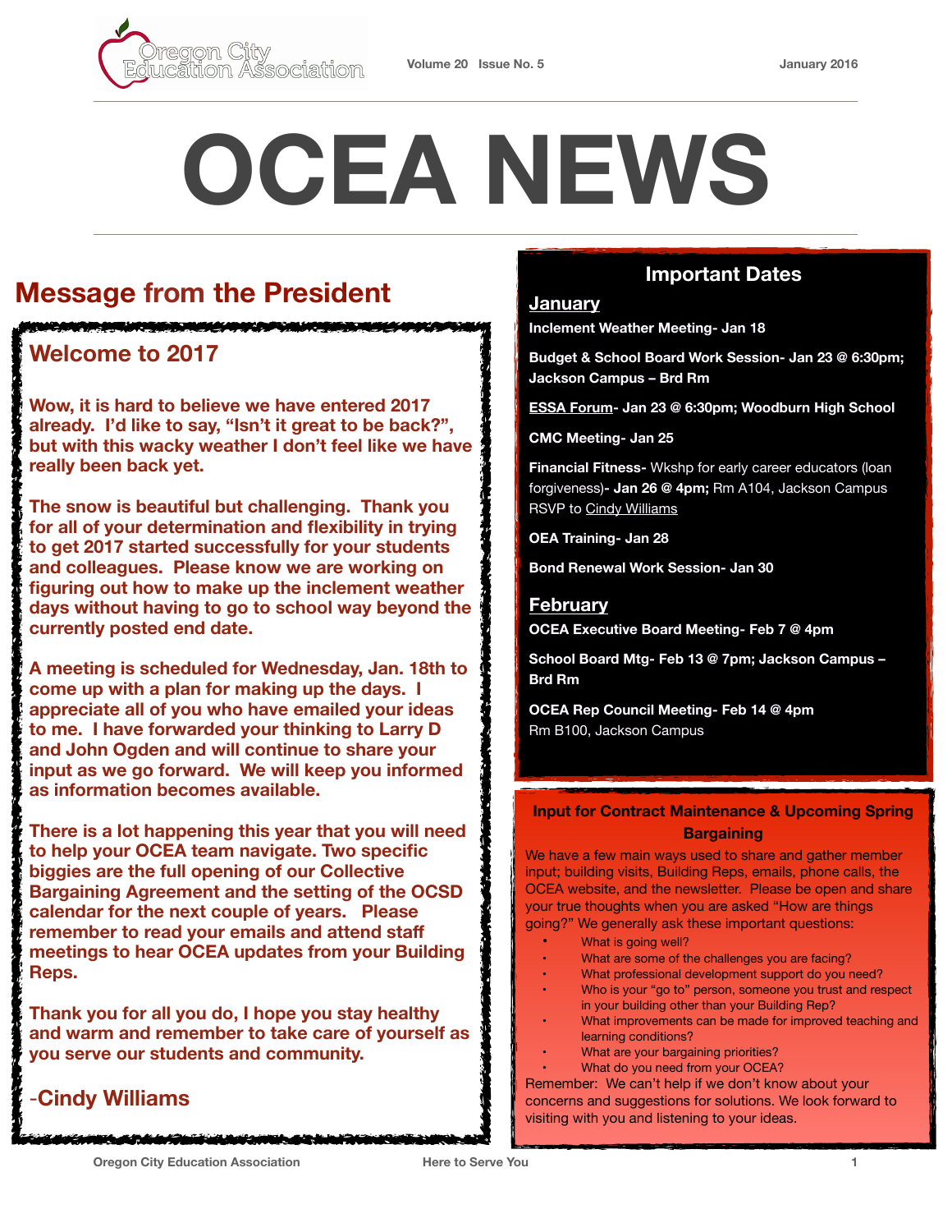# OCEA NEWS

## Message from the President

### Welcome to 2017

**Wow, it is hard to believe we have entered 2017 already. I'd like to say, "Isn't it great to be back?", but with this wacky weather I don't feel like we have really been back yet.**

**The snow is beautiful but challenging. Thank you for all of your determination and flexibility in trying to get 2017 started successfully for your students and colleagues. Please know we are working on figuring out how to make up the inclement weather days without having to go to school way beyond the currently posted end date.**

**A meeting is scheduled for Wednesday, Jan. 18th to come up with a plan for making up the days. I appreciate all of you who have emailed your ideas to me. I have forwarded your thinking to Larry D and John Ogden and will continue to share your input as we go forward. We will keep you informed as information becomes available.**

**There is a lot happening this year that you will need to help your OCEA team navigate. Two specific biggies are the full opening of our Collective Bargaining Agreement and the setting of the OCSD calendar for the next couple of years. Please remember to read your emails and attend staff meetings to hear OCEA updates from your Building Reps.**

**Thank you for all you do, I hope you stay healthy and warm and remember to take care of yourself as you serve our students and community.**

**-Cindy Williams**

## Important Dates

### January

**Inclement Weather Meeting- Jan 18**

**Budget & School Board Work Session- Jan 23 @ 6:30pm; Jackson Campus – Brd Rm**

**ESSA Forum- Jan 23 @ 6:30pm; Woodburn High School**

**CMC Meeting- Jan 25**

**Financial Fitness-** Wkshp for early career educators (loan forgiveness)**- Jan 26 @ 4pm;** Rm A104, Jackson Campus RSVP to Cindy Williams

**OEA Training- Jan 28**

**Bond Renewal Work Session- Jan 30**

### February

**OCEA Executive Board Meeting- Feb 7 @ 4pm**

**School Board Mtg- Feb 13 @ 7pm; Jackson Campus – Brd Rm**

**OCEA Rep Council Meeting- Feb 14 @ 4pm**
Rm B100, Jackson Campus

### Input for Contract Maintenance & Upcoming Spring Bargaining

We have a few main ways used to share and gather member input; building visits, Building Reps, emails, phone calls, the OCEA website, and the newsletter. Please be open and share your true thoughts when you are asked "How are things going?" We generally ask these important questions:

- What is going well?
- What are some of the challenges you are facing?
- What professional development support do you need?
- Who is your "go to" person, someone you trust and respect in your building other than your Building Rep?
- What improvements can be made for improved teaching and learning conditions?
- What are your bargaining priorities?
- What do you need from your OCEA?

Remember: We can't help if we don't know about your concerns and suggestions for solutions. We look forward to visiting with you and listening to your ideas.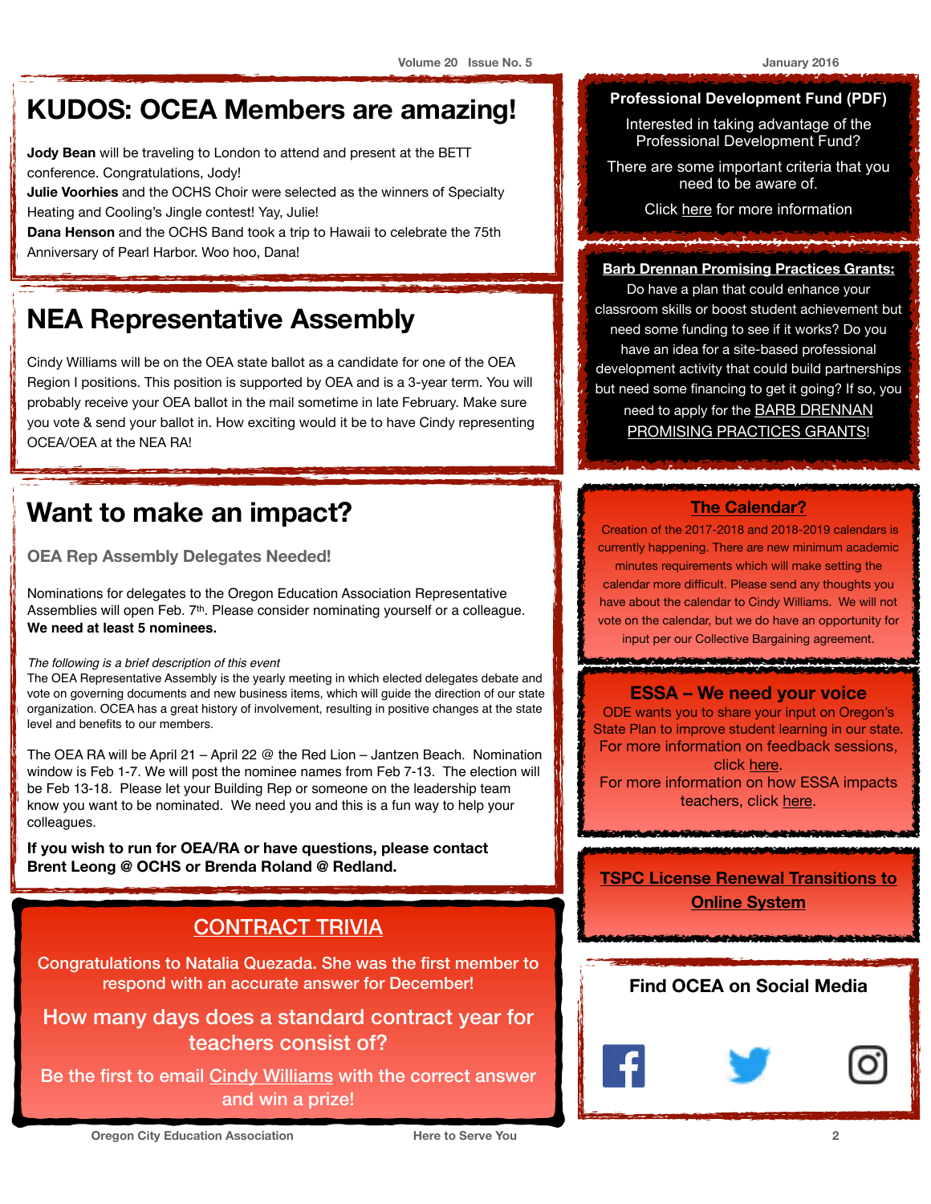# KUDOS: OCEA Members are amazing!

**Jody Bean** will be traveling to London to attend and present at the BETT conference. Congratulations, Jody!
**Julie Voorhies** and the OCHS Choir were selected as the winners of Specialty Heating and Cooling's Jingle contest! Yay, Julie!
**Dana Henson** and the OCHS Band took a trip to Hawaii to celebrate the 75th Anniversary of Pearl Harbor. Woo hoo, Dana!

# NEA Representative Assembly

Cindy Williams will be on the OEA state ballot as a candidate for one of the OEA Region I positions. This position is supported by OEA and is a 3-year term. You will probably receive your OEA ballot in the mail sometime in late February. Make sure you vote & send your ballot in. How exciting would it be to have Cindy representing OCEA/OEA at the NEA RA!

# Want to make an impact?

### OEA Rep Assembly Delegates Needed!

Nominations for delegates to the Oregon Education Association Representative Assemblies will open Feb. 7th. Please consider nominating yourself or a colleague. **We need at least 5 nominees.**

*The following is a brief description of this event*
The OEA Representative Assembly is the yearly meeting in which elected delegates debate and vote on governing documents and new business items, which will guide the direction of our state organization. OCEA has a great history of involvement, resulting in positive changes at the state level and benefits to our members.

The OEA RA will be April 21 – April 22 @ the Red Lion – Jantzen Beach. Nomination window is Feb 1-7. We will post the nominee names from Feb 7-13. The election will be Feb 13-18. Please let your Building Rep or someone on the leadership team know you want to be nominated. We need you and this is a fun way to help your colleagues.

**If you wish to run for OEA/RA or have questions, please contact Brent Leong @ OCHS or Brenda Roland @ Redland.**

## CONTRACT TRIVIA

Congratulations to Natalia Quezada. She was the first member to respond with an accurate answer for December!

How many days does a standard contract year for teachers consist of?

Be the first to email Cindy Williams with the correct answer and win a prize!

## Professional Development Fund (PDF)

Interested in taking advantage of the Professional Development Fund?

There are some important criteria that you need to be aware of.

Click here for more information

## Barb Drennan Promising Practices Grants:

Do have a plan that could enhance your classroom skills or boost student achievement but need some funding to see if it works? Do you have an idea for a site-based professional development activity that could build partnerships but need some financing to get it going? If so, you need to apply for the BARB DRENNAN PROMISING PRACTICES GRANTS!

## The Calendar?

Creation of the 2017-2018 and 2018-2019 calendars is currently happening. There are new minimum academic minutes requirements which will make setting the calendar more difficult. Please send any thoughts you have about the calendar to Cindy Williams. We will not vote on the calendar, but we do have an opportunity for input per our Collective Bargaining agreement.

## ESSA – We need your voice

ODE wants you to share your input on Oregon's State Plan to improve student learning in our state.
For more information on feedback sessions, click here.
For more information on how ESSA impacts teachers, click here.

## TSPC License Renewal Transitions to Online System

## Find OCEA on Social Media

Oregon City Education Association — Here to Serve You